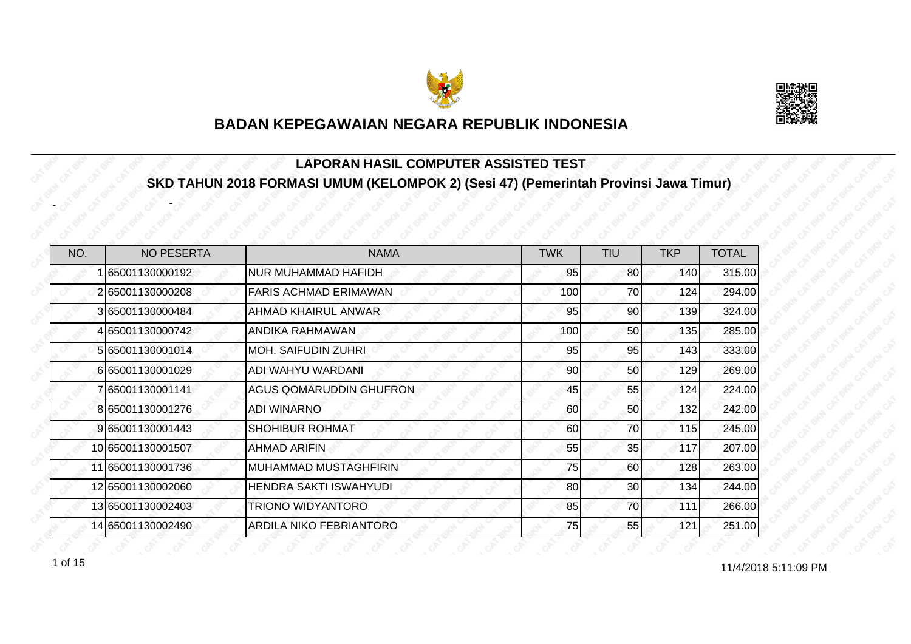# BADAN KEPEGAWAIAN NEGARA REPUBLIK INDONESIA

## LAPORAN HASIL COMPUTER ASSISTED TEST

## SKD TAHUN 2018 FORMASI UMUM (KELOMPOK 2) (Sesi 47) (Pemerintah Provinsi Jawa Timur)

- -

| NO. | NO PESERTA | NAMA | TWK | TIU | TKP | TOTAL |
|---|---|---|---|---|---|---|
| 1 | 65001130000192 | NUR MUHAMMAD HAFIDH | 95 | 80 | 140 | 315.00 |
| 2 | 65001130000208 | FARIS ACHMAD ERIMAWAN | 100 | 70 | 124 | 294.00 |
| 3 | 65001130000484 | AHMAD KHAIRUL ANWAR | 95 | 90 | 139 | 324.00 |
| 4 | 65001130000742 | ANDIKA RAHMAWAN | 100 | 50 | 135 | 285.00 |
| 5 | 65001130001014 | MOH. SAIFUDIN ZUHRI | 95 | 95 | 143 | 333.00 |
| 6 | 65001130001029 | ADI WAHYU WARDANI | 90 | 50 | 129 | 269.00 |
| 7 | 65001130001141 | AGUS QOMARUDDIN GHUFRON | 45 | 55 | 124 | 224.00 |
| 8 | 65001130001276 | ADI WINARNO | 60 | 50 | 132 | 242.00 |
| 9 | 65001130001443 | SHOHIBUR ROHMAT | 60 | 70 | 115 | 245.00 |
| 10 | 65001130001507 | AHMAD ARIFIN | 55 | 35 | 117 | 207.00 |
| 11 | 65001130001736 | MUHAMMAD MUSTAGHFIRIN | 75 | 60 | 128 | 263.00 |
| 12 | 65001130002060 | HENDRA SAKTI ISWAHYUDI | 80 | 30 | 134 | 244.00 |
| 13 | 65001130002403 | TRIONO WIDYANTORO | 85 | 70 | 111 | 266.00 |
| 14 | 65001130002490 | ARDILA NIKO FEBRIANTORO | 75 | 55 | 121 | 251.00 |

11/4/2018 5:11:09 PM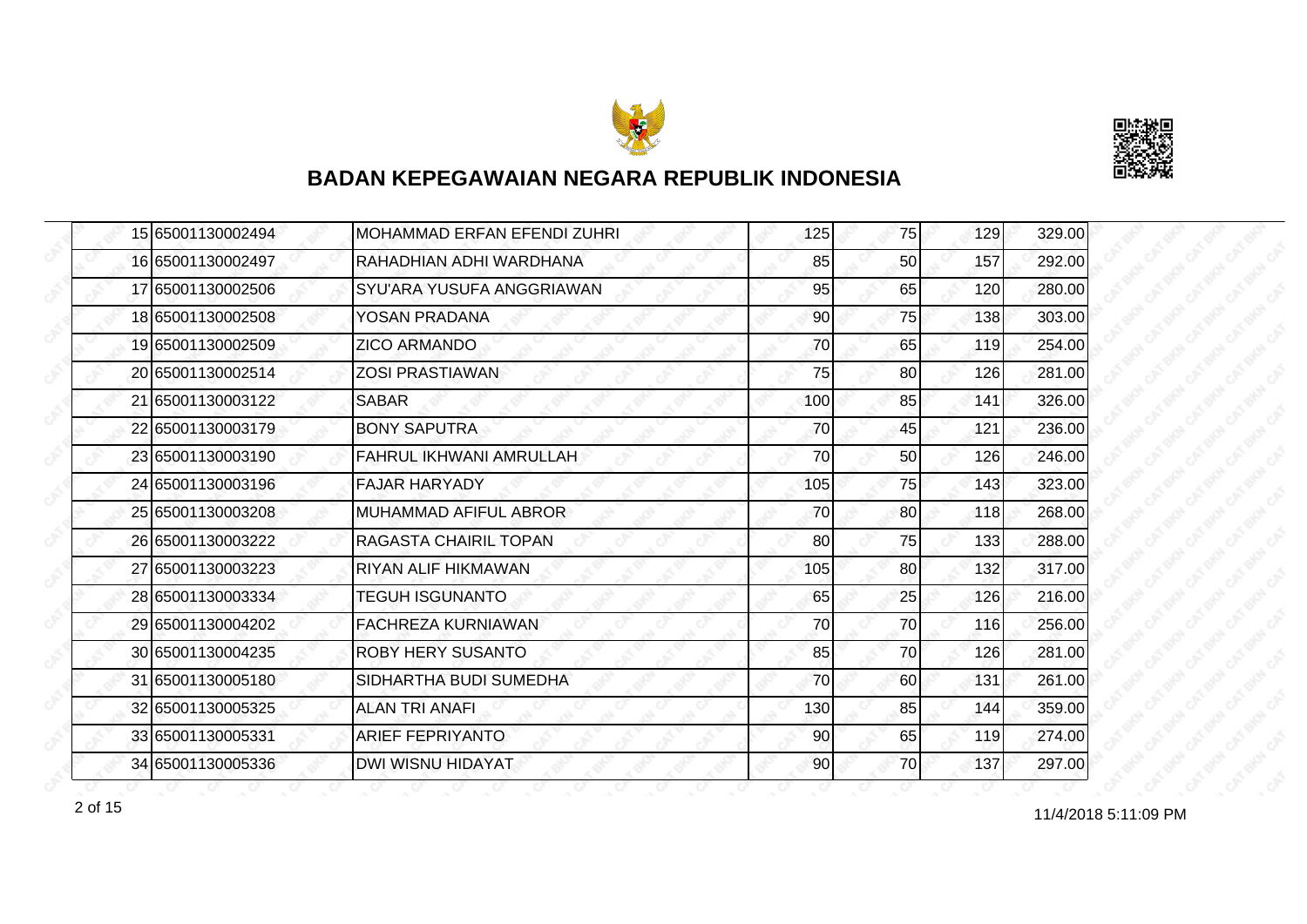## BADAN KEPEGAWAIAN NEGARA REPUBLIK INDONESIA

| | | | | | | |
|---|---|---|---|---|---|---|
| 15 | 65001130002494 | MOHAMMAD ERFAN EFENDI ZUHRI | 125 | 75 | 129 | 329.00 |
| 16 | 65001130002497 | RAHADHIAN ADHI WARDHANA | 85 | 50 | 157 | 292.00 |
| 17 | 65001130002506 | SYU'ARA YUSUFA ANGGRIAWAN | 95 | 65 | 120 | 280.00 |
| 18 | 65001130002508 | YOSAN PRADANA | 90 | 75 | 138 | 303.00 |
| 19 | 65001130002509 | ZICO ARMANDO | 70 | 65 | 119 | 254.00 |
| 20 | 65001130002514 | ZOSI PRASTIAWAN | 75 | 80 | 126 | 281.00 |
| 21 | 65001130003122 | SABAR | 100 | 85 | 141 | 326.00 |
| 22 | 65001130003179 | BONY SAPUTRA | 70 | 45 | 121 | 236.00 |
| 23 | 65001130003190 | FAHRUL IKHWANI AMRULLAH | 70 | 50 | 126 | 246.00 |
| 24 | 65001130003196 | FAJAR HARYADY | 105 | 75 | 143 | 323.00 |
| 25 | 65001130003208 | MUHAMMAD AFIFUL ABROR | 70 | 80 | 118 | 268.00 |
| 26 | 65001130003222 | RAGASTA CHAIRIL TOPAN | 80 | 75 | 133 | 288.00 |
| 27 | 65001130003223 | RIYAN ALIF HIKMAWAN | 105 | 80 | 132 | 317.00 |
| 28 | 65001130003334 | TEGUH ISGUNANTO | 65 | 25 | 126 | 216.00 |
| 29 | 65001130004202 | FACHREZA KURNIAWAN | 70 | 70 | 116 | 256.00 |
| 30 | 65001130004235 | ROBY HERY SUSANTO | 85 | 70 | 126 | 281.00 |
| 31 | 65001130005180 | SIDHARTHA BUDI SUMEDHA | 70 | 60 | 131 | 261.00 |
| 32 | 65001130005325 | ALAN TRI ANAFI | 130 | 85 | 144 | 359.00 |
| 33 | 65001130005331 | ARIEF FEPRIYANTO | 90 | 65 | 119 | 274.00 |
| 34 | 65001130005336 | DWI WISNU HIDAYAT | 90 | 70 | 137 | 297.00 |

11/4/2018 5:11:09 PM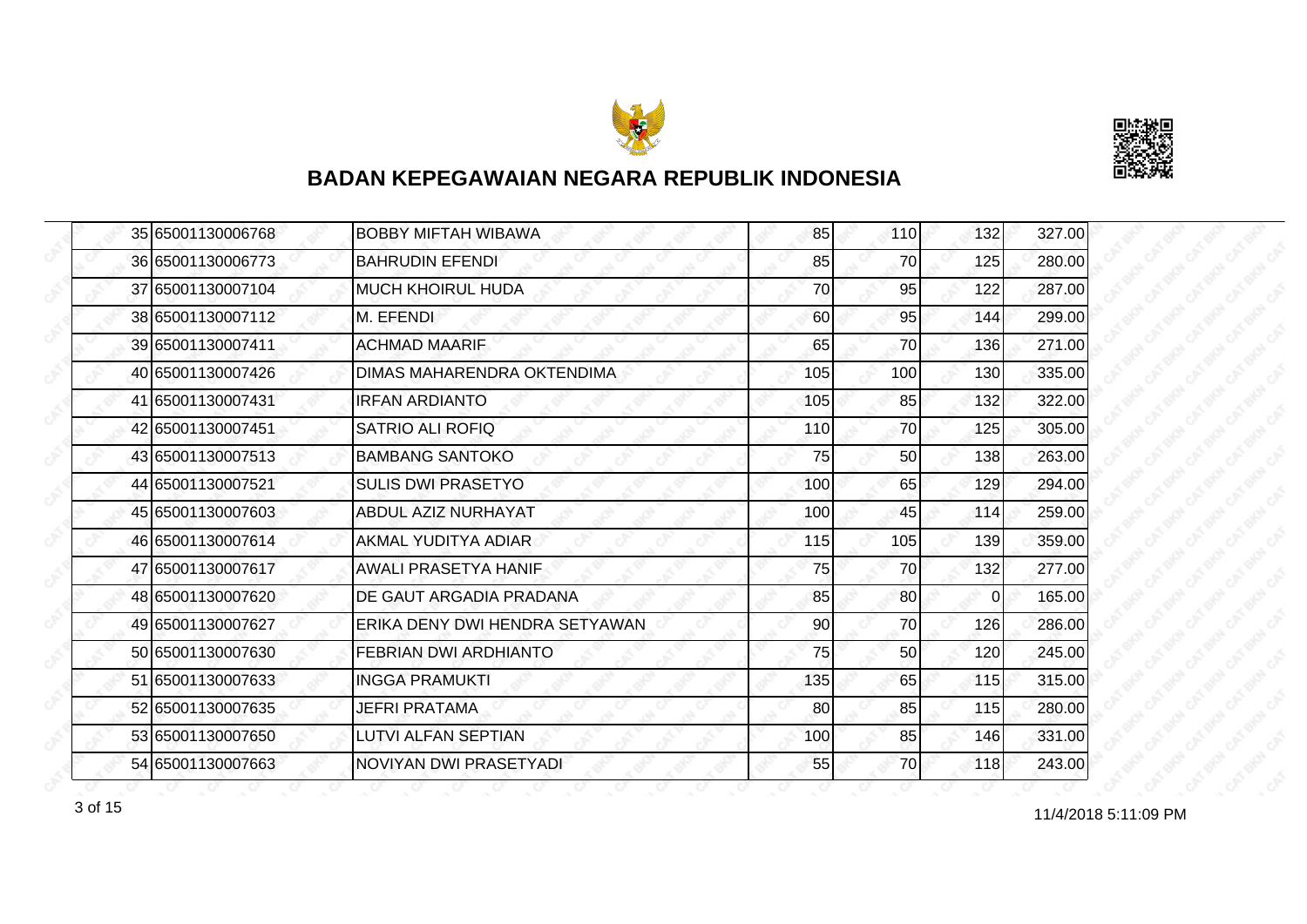# BADAN KEPEGAWAIAN NEGARA REPUBLIK INDONESIA

| | | | | | | |
|---|---|---|---|---|---|---|
| 35 | 65001130006768 | BOBBY MIFTAH WIBAWA | 85 | 110 | 132 | 327.00 |
| 36 | 65001130006773 | BAHRUDIN EFENDI | 85 | 70 | 125 | 280.00 |
| 37 | 65001130007104 | MUCH KHOIRUL HUDA | 70 | 95 | 122 | 287.00 |
| 38 | 65001130007112 | M. EFENDI | 60 | 95 | 144 | 299.00 |
| 39 | 65001130007411 | ACHMAD MAARIF | 65 | 70 | 136 | 271.00 |
| 40 | 65001130007426 | DIMAS MAHARENDRA OKTENDIMA | 105 | 100 | 130 | 335.00 |
| 41 | 65001130007431 | IRFAN ARDIANTO | 105 | 85 | 132 | 322.00 |
| 42 | 65001130007451 | SATRIO ALI ROFIQ | 110 | 70 | 125 | 305.00 |
| 43 | 65001130007513 | BAMBANG SANTOKO | 75 | 50 | 138 | 263.00 |
| 44 | 65001130007521 | SULIS DWI PRASETYO | 100 | 65 | 129 | 294.00 |
| 45 | 65001130007603 | ABDUL AZIZ NURHAYAT | 100 | 45 | 114 | 259.00 |
| 46 | 65001130007614 | AKMAL YUDITYA ADIAR | 115 | 105 | 139 | 359.00 |
| 47 | 65001130007617 | AWALI PRASETYA HANIF | 75 | 70 | 132 | 277.00 |
| 48 | 65001130007620 | DE GAUT ARGADIA PRADANA | 85 | 80 | 0 | 165.00 |
| 49 | 65001130007627 | ERIKA DENY DWI HENDRA SETYAWAN | 90 | 70 | 126 | 286.00 |
| 50 | 65001130007630 | FEBRIAN DWI ARDHIANTO | 75 | 50 | 120 | 245.00 |
| 51 | 65001130007633 | INGGA PRAMUKTI | 135 | 65 | 115 | 315.00 |
| 52 | 65001130007635 | JEFRI PRATAMA | 80 | 85 | 115 | 280.00 |
| 53 | 65001130007650 | LUTVI ALFAN SEPTIAN | 100 | 85 | 146 | 331.00 |
| 54 | 65001130007663 | NOVIYAN DWI PRASETYADI | 55 | 70 | 118 | 243.00 |

11/4/2018 5:11:09 PM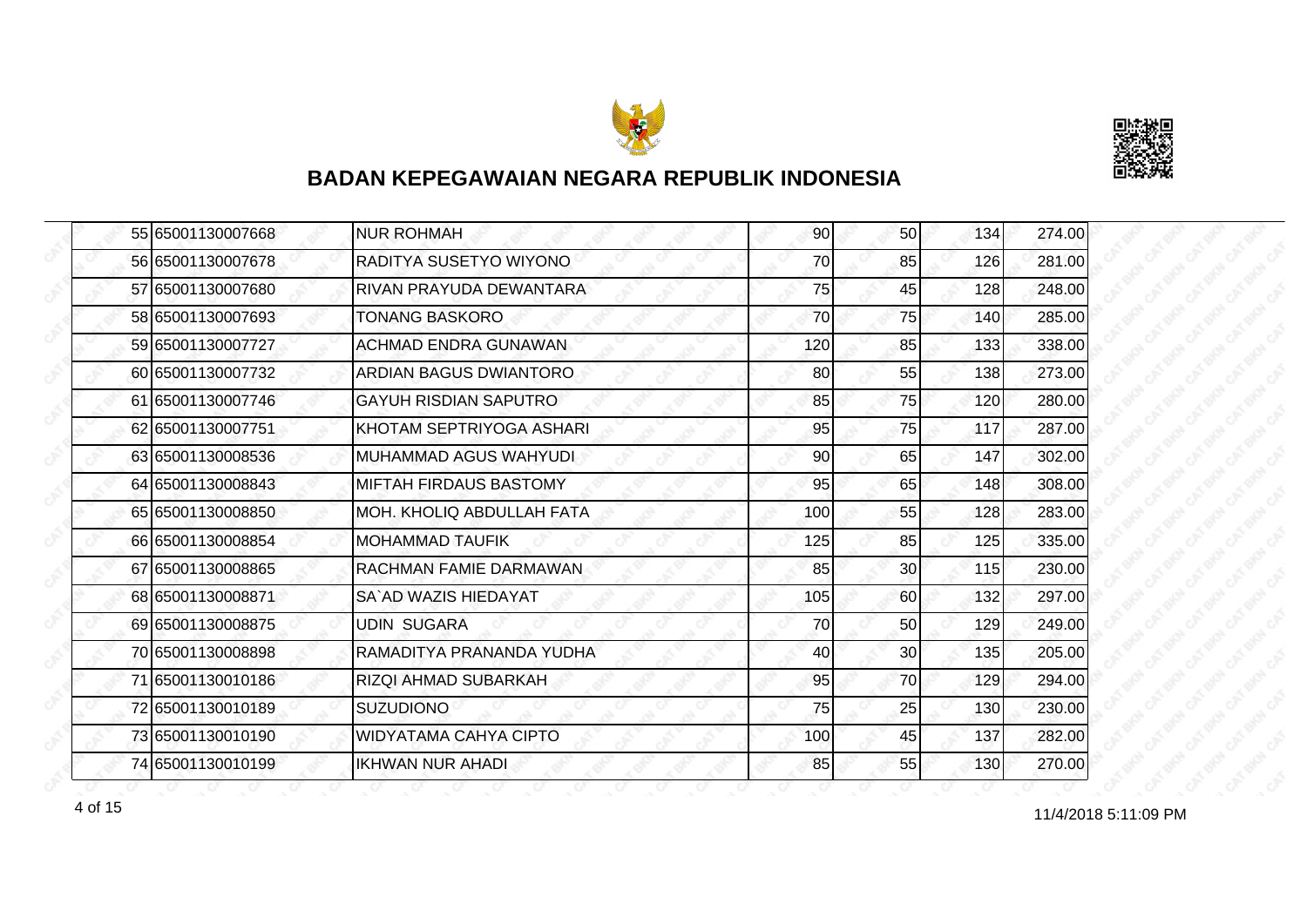## BADAN KEPEGAWAIAN NEGARA REPUBLIK INDONESIA

| | | | | | | |
|---|---|---|---|---|---|---|
| 55 | 65001130007668 | NUR ROHMAH | 90 | 50 | 134 | 274.00 |
| 56 | 65001130007678 | RADITYA SUSETYO WIYONO | 70 | 85 | 126 | 281.00 |
| 57 | 65001130007680 | RIVAN PRAYUDA DEWANTARA | 75 | 45 | 128 | 248.00 |
| 58 | 65001130007693 | TONANG BASKORO | 70 | 75 | 140 | 285.00 |
| 59 | 65001130007727 | ACHMAD ENDRA GUNAWAN | 120 | 85 | 133 | 338.00 |
| 60 | 65001130007732 | ARDIAN BAGUS DWIANTORO | 80 | 55 | 138 | 273.00 |
| 61 | 65001130007746 | GAYUH RISDIAN SAPUTRO | 85 | 75 | 120 | 280.00 |
| 62 | 65001130007751 | KHOTAM SEPTRIYOGA ASHARI | 95 | 75 | 117 | 287.00 |
| 63 | 65001130008536 | MUHAMMAD AGUS WAHYUDI | 90 | 65 | 147 | 302.00 |
| 64 | 65001130008843 | MIFTAH FIRDAUS BASTOMY | 95 | 65 | 148 | 308.00 |
| 65 | 65001130008850 | MOH. KHOLIQ ABDULLAH FATA | 100 | 55 | 128 | 283.00 |
| 66 | 65001130008854 | MOHAMMAD TAUFIK | 125 | 85 | 125 | 335.00 |
| 67 | 65001130008865 | RACHMAN FAMIE DARMAWAN | 85 | 30 | 115 | 230.00 |
| 68 | 65001130008871 | SA`AD WAZIS HIEDAYAT | 105 | 60 | 132 | 297.00 |
| 69 | 65001130008875 | UDIN SUGARA | 70 | 50 | 129 | 249.00 |
| 70 | 65001130008898 | RAMADITYA PRANANDA YUDHA | 40 | 30 | 135 | 205.00 |
| 71 | 65001130010186 | RIZQI AHMAD SUBARKAH | 95 | 70 | 129 | 294.00 |
| 72 | 65001130010189 | SUZUDIONO | 75 | 25 | 130 | 230.00 |
| 73 | 65001130010190 | WIDYATAMA CAHYA CIPTO | 100 | 45 | 137 | 282.00 |
| 74 | 65001130010199 | IKHWAN NUR AHADI | 85 | 55 | 130 | 270.00 |

11/4/2018 5:11:09 PM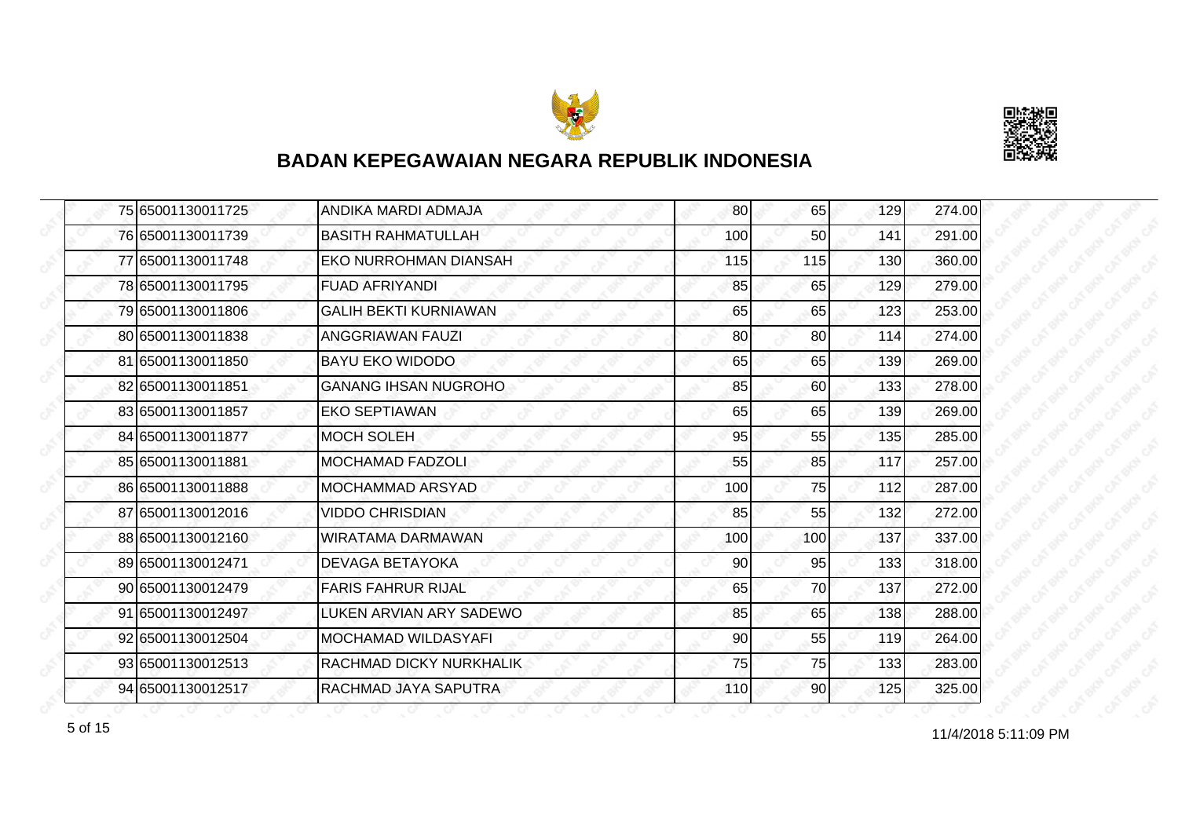# BADAN KEPEGAWAIAN NEGARA REPUBLIK INDONESIA

| | | | | | | |
|---|---|---|---|---|---|---|
| 75 | 65001130011725 | ANDIKA MARDI ADMAJA | 80 | 65 | 129 | 274.00 |
| 76 | 65001130011739 | BASITH RAHMATULLAH | 100 | 50 | 141 | 291.00 |
| 77 | 65001130011748 | EKO NURROHMAN DIANSAH | 115 | 115 | 130 | 360.00 |
| 78 | 65001130011795 | FUAD AFRIYANDI | 85 | 65 | 129 | 279.00 |
| 79 | 65001130011806 | GALIH BEKTI KURNIAWAN | 65 | 65 | 123 | 253.00 |
| 80 | 65001130011838 | ANGGRIAWAN FAUZI | 80 | 80 | 114 | 274.00 |
| 81 | 65001130011850 | BAYU EKO WIDODO | 65 | 65 | 139 | 269.00 |
| 82 | 65001130011851 | GANANG IHSAN NUGROHO | 85 | 60 | 133 | 278.00 |
| 83 | 65001130011857 | EKO SEPTIAWAN | 65 | 65 | 139 | 269.00 |
| 84 | 65001130011877 | MOCH SOLEH | 95 | 55 | 135 | 285.00 |
| 85 | 65001130011881 | MOCHAMAD FADZOLI | 55 | 85 | 117 | 257.00 |
| 86 | 65001130011888 | MOCHAMMAD ARSYAD | 100 | 75 | 112 | 287.00 |
| 87 | 65001130012016 | VIDDO CHRISDIAN | 85 | 55 | 132 | 272.00 |
| 88 | 65001130012160 | WIRATAMA DARMAWAN | 100 | 100 | 137 | 337.00 |
| 89 | 65001130012471 | DEVAGA BETAYOKA | 90 | 95 | 133 | 318.00 |
| 90 | 65001130012479 | FARIS FAHRUR RIJAL | 65 | 70 | 137 | 272.00 |
| 91 | 65001130012497 | LUKEN ARVIAN ARY SADEWO | 85 | 65 | 138 | 288.00 |
| 92 | 65001130012504 | MOCHAMAD WILDASYAFI | 90 | 55 | 119 | 264.00 |
| 93 | 65001130012513 | RACHMAD DICKY NURKHALIK | 75 | 75 | 133 | 283.00 |
| 94 | 65001130012517 | RACHMAD JAYA SAPUTRA | 110 | 90 | 125 | 325.00 |

11/4/2018 5:11:09 PM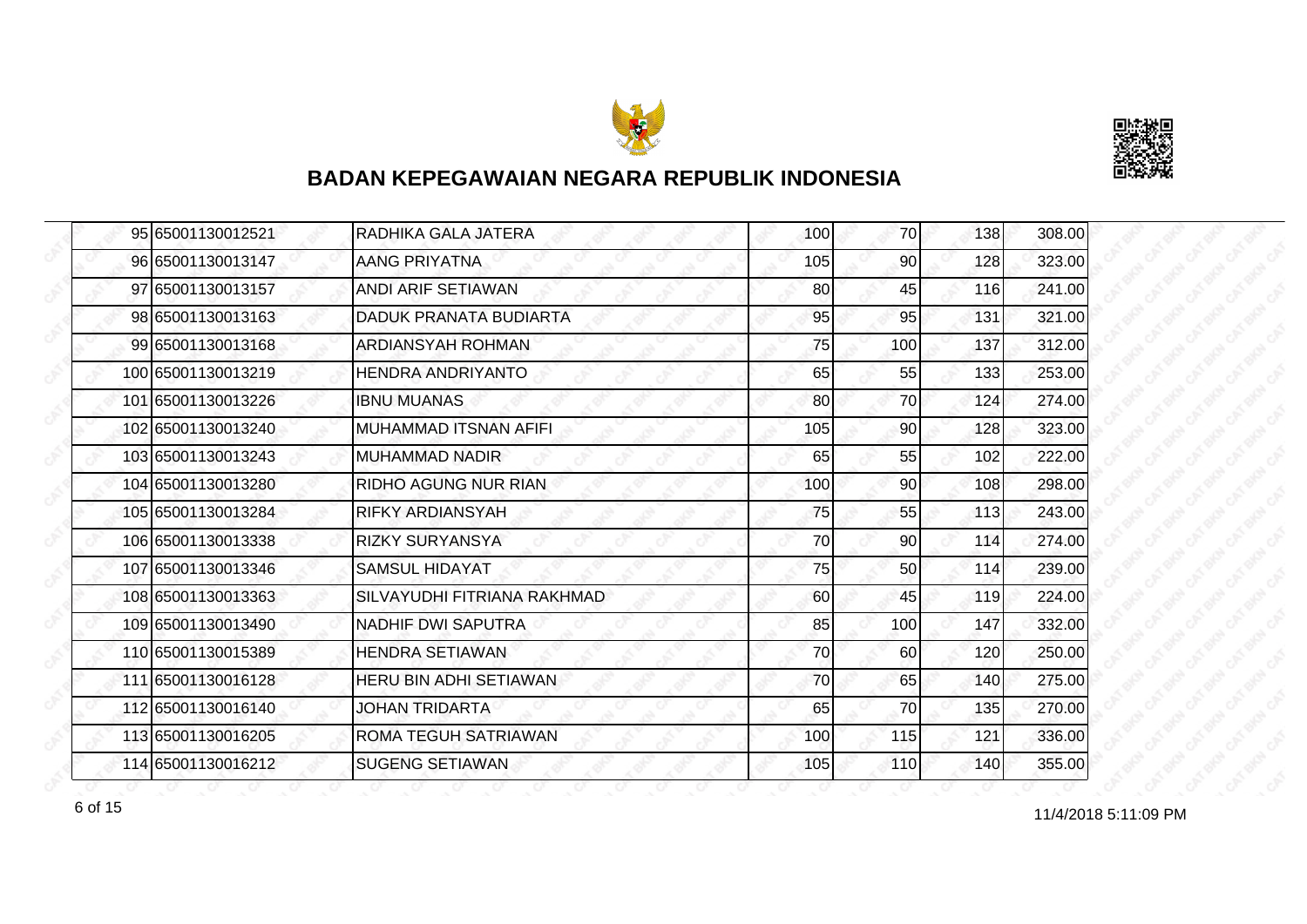# BADAN KEPEGAWAIAN NEGARA REPUBLIK INDONESIA

| | | | | | | |
|---|---|---|---|---|---|---|
| 95 | 65001130012521 | RADHIKA GALA JATERA | 100 | 70 | 138 | 308.00 |
| 96 | 65001130013147 | AANG PRIYATNA | 105 | 90 | 128 | 323.00 |
| 97 | 65001130013157 | ANDI ARIF SETIAWAN | 80 | 45 | 116 | 241.00 |
| 98 | 65001130013163 | DADUK PRANATA BUDIARTA | 95 | 95 | 131 | 321.00 |
| 99 | 65001130013168 | ARDIANSYAH ROHMAN | 75 | 100 | 137 | 312.00 |
| 100 | 65001130013219 | HENDRA ANDRIYANTO | 65 | 55 | 133 | 253.00 |
| 101 | 65001130013226 | IBNU MUANAS | 80 | 70 | 124 | 274.00 |
| 102 | 65001130013240 | MUHAMMAD ITSNAN AFIFI | 105 | 90 | 128 | 323.00 |
| 103 | 65001130013243 | MUHAMMAD NADIR | 65 | 55 | 102 | 222.00 |
| 104 | 65001130013280 | RIDHO AGUNG NUR RIAN | 100 | 90 | 108 | 298.00 |
| 105 | 65001130013284 | RIFKY ARDIANSYAH | 75 | 55 | 113 | 243.00 |
| 106 | 65001130013338 | RIZKY SURYANSYA | 70 | 90 | 114 | 274.00 |
| 107 | 65001130013346 | SAMSUL HIDAYAT | 75 | 50 | 114 | 239.00 |
| 108 | 65001130013363 | SILVAYUDHI FITRIANA RAKHMAD | 60 | 45 | 119 | 224.00 |
| 109 | 65001130013490 | NADHIF DWI SAPUTRA | 85 | 100 | 147 | 332.00 |
| 110 | 65001130015389 | HENDRA SETIAWAN | 70 | 60 | 120 | 250.00 |
| 111 | 65001130016128 | HERU BIN ADHI SETIAWAN | 70 | 65 | 140 | 275.00 |
| 112 | 65001130016140 | JOHAN TRIDARTA | 65 | 70 | 135 | 270.00 |
| 113 | 65001130016205 | ROMA TEGUH SATRIAWAN | 100 | 115 | 121 | 336.00 |
| 114 | 65001130016212 | SUGENG SETIAWAN | 105 | 110 | 140 | 355.00 |

11/4/2018 5:11:09 PM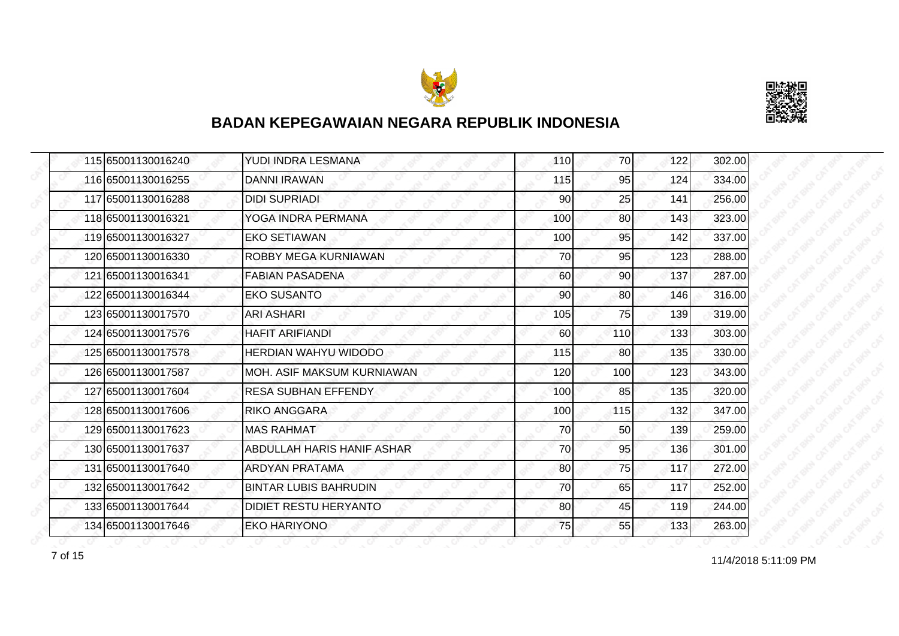# BADAN KEPEGAWAIAN NEGARA REPUBLIK INDONESIA

| | | | | | | |
|---|---|---|---|---|---|---|
| 115 | 65001130016240 | YUDI INDRA LESMANA | 110 | 70 | 122 | 302.00 |
| 116 | 65001130016255 | DANNI IRAWAN | 115 | 95 | 124 | 334.00 |
| 117 | 65001130016288 | DIDI SUPRIADI | 90 | 25 | 141 | 256.00 |
| 118 | 65001130016321 | YOGA INDRA PERMANA | 100 | 80 | 143 | 323.00 |
| 119 | 65001130016327 | EKO SETIAWAN | 100 | 95 | 142 | 337.00 |
| 120 | 65001130016330 | ROBBY MEGA KURNIAWAN | 70 | 95 | 123 | 288.00 |
| 121 | 65001130016341 | FABIAN PASADENA | 60 | 90 | 137 | 287.00 |
| 122 | 65001130016344 | EKO SUSANTO | 90 | 80 | 146 | 316.00 |
| 123 | 65001130017570 | ARI ASHARI | 105 | 75 | 139 | 319.00 |
| 124 | 65001130017576 | HAFIT ARIFIANDI | 60 | 110 | 133 | 303.00 |
| 125 | 65001130017578 | HERDIAN WAHYU WIDODO | 115 | 80 | 135 | 330.00 |
| 126 | 65001130017587 | MOH. ASIF MAKSUM KURNIAWAN | 120 | 100 | 123 | 343.00 |
| 127 | 65001130017604 | RESA SUBHAN EFFENDY | 100 | 85 | 135 | 320.00 |
| 128 | 65001130017606 | RIKO ANGGARA | 100 | 115 | 132 | 347.00 |
| 129 | 65001130017623 | MAS RAHMAT | 70 | 50 | 139 | 259.00 |
| 130 | 65001130017637 | ABDULLAH HARIS HANIF ASHAR | 70 | 95 | 136 | 301.00 |
| 131 | 65001130017640 | ARDYAN PRATAMA | 80 | 75 | 117 | 272.00 |
| 132 | 65001130017642 | BINTAR LUBIS BAHRUDIN | 70 | 65 | 117 | 252.00 |
| 133 | 65001130017644 | DIDIET RESTU HERYANTO | 80 | 45 | 119 | 244.00 |
| 134 | 65001130017646 | EKO HARIYONO | 75 | 55 | 133 | 263.00 |

11/4/2018 5:11:09 PM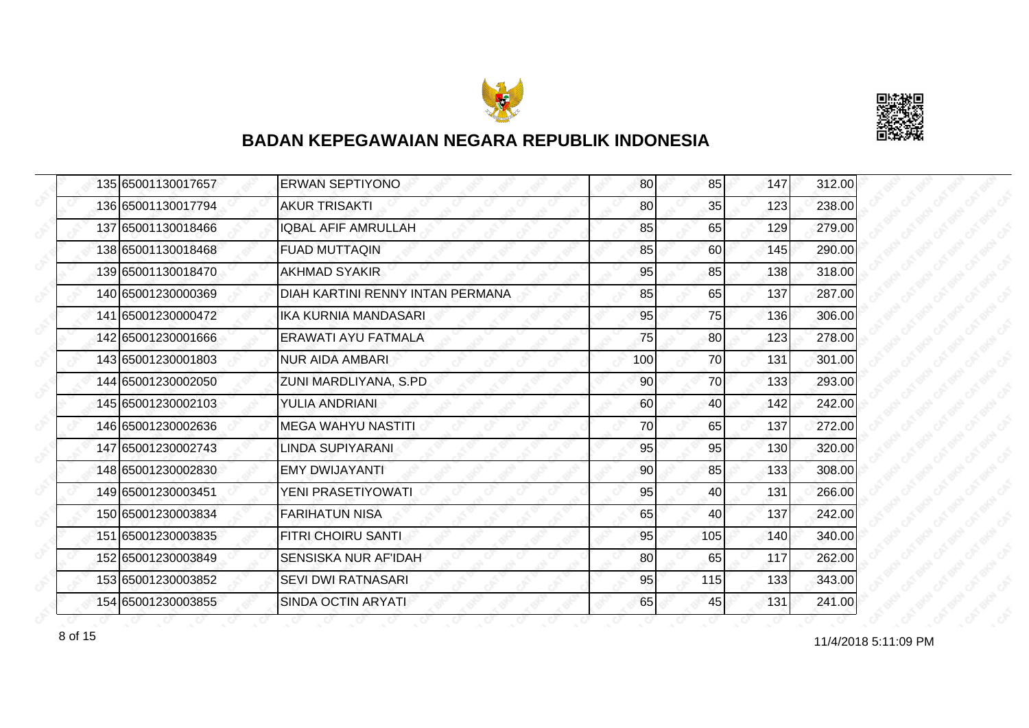# BADAN KEPEGAWAIAN NEGARA REPUBLIK INDONESIA

| | | | | | | |
|---|---|---|---|---|---|---|
| 135 | 65001130017657 | ERWAN SEPTIYONO | 80 | 85 | 147 | 312.00 |
| 136 | 65001130017794 | AKUR TRISAKTI | 80 | 35 | 123 | 238.00 |
| 137 | 65001130018466 | IQBAL AFIF AMRULLAH | 85 | 65 | 129 | 279.00 |
| 138 | 65001130018468 | FUAD MUTTAQIN | 85 | 60 | 145 | 290.00 |
| 139 | 65001130018470 | AKHMAD SYAKIR | 95 | 85 | 138 | 318.00 |
| 140 | 65001230000369 | DIAH KARTINI RENNY INTAN PERMANA | 85 | 65 | 137 | 287.00 |
| 141 | 65001230000472 | IKA KURNIA MANDASARI | 95 | 75 | 136 | 306.00 |
| 142 | 65001230001666 | ERAWATI AYU FATMALA | 75 | 80 | 123 | 278.00 |
| 143 | 65001230001803 | NUR AIDA AMBARI | 100 | 70 | 131 | 301.00 |
| 144 | 65001230002050 | ZUNI MARDLIYANA, S.PD | 90 | 70 | 133 | 293.00 |
| 145 | 65001230002103 | YULIA ANDRIANI | 60 | 40 | 142 | 242.00 |
| 146 | 65001230002636 | MEGA WAHYU NASTITI | 70 | 65 | 137 | 272.00 |
| 147 | 65001230002743 | LINDA SUPIYARANI | 95 | 95 | 130 | 320.00 |
| 148 | 65001230002830 | EMY DWIJAYANTI | 90 | 85 | 133 | 308.00 |
| 149 | 65001230003451 | YENI PRASETIYOWATI | 95 | 40 | 131 | 266.00 |
| 150 | 65001230003834 | FARIHATUN NISA | 65 | 40 | 137 | 242.00 |
| 151 | 65001230003835 | FITRI CHOIRU SANTI | 95 | 105 | 140 | 340.00 |
| 152 | 65001230003849 | SENSISKA NUR AF'IDAH | 80 | 65 | 117 | 262.00 |
| 153 | 65001230003852 | SEVI DWI RATNASARI | 95 | 115 | 133 | 343.00 |
| 154 | 65001230003855 | SINDA OCTIN ARYATI | 65 | 45 | 131 | 241.00 |

11/4/2018 5:11:09 PM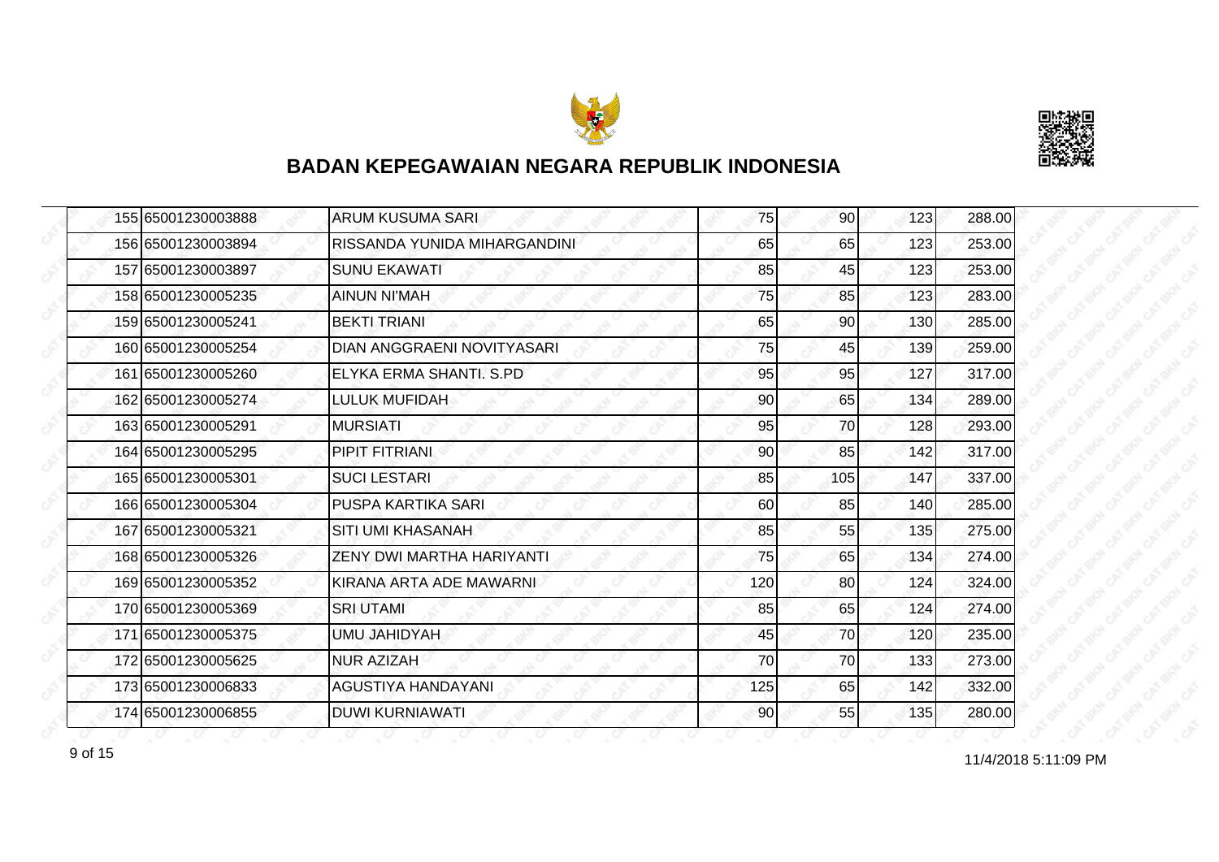## BADAN KEPEGAWAIAN NEGARA REPUBLIK INDONESIA

| | | | | | | |
|---|---|---|---|---|---|---|
| 155 | 65001230003888 | ARUM KUSUMA SARI | 75 | 90 | 123 | 288.00 |
| 156 | 65001230003894 | RISSANDA YUNIDA MIHARGANDINI | 65 | 65 | 123 | 253.00 |
| 157 | 65001230003897 | SUNU EKAWATI | 85 | 45 | 123 | 253.00 |
| 158 | 65001230005235 | AINUN NI'MAH | 75 | 85 | 123 | 283.00 |
| 159 | 65001230005241 | BEKTI TRIANI | 65 | 90 | 130 | 285.00 |
| 160 | 65001230005254 | DIAN ANGGRAENI NOVITYASARI | 75 | 45 | 139 | 259.00 |
| 161 | 65001230005260 | ELYKA ERMA SHANTI. S.PD | 95 | 95 | 127 | 317.00 |
| 162 | 65001230005274 | LULUK MUFIDAH | 90 | 65 | 134 | 289.00 |
| 163 | 65001230005291 | MURSIATI | 95 | 70 | 128 | 293.00 |
| 164 | 65001230005295 | PIPIT FITRIANI | 90 | 85 | 142 | 317.00 |
| 165 | 65001230005301 | SUCI LESTARI | 85 | 105 | 147 | 337.00 |
| 166 | 65001230005304 | PUSPA KARTIKA SARI | 60 | 85 | 140 | 285.00 |
| 167 | 65001230005321 | SITI UMI KHASANAH | 85 | 55 | 135 | 275.00 |
| 168 | 65001230005326 | ZENY DWI MARTHA HARIYANTI | 75 | 65 | 134 | 274.00 |
| 169 | 65001230005352 | KIRANA ARTA ADE MAWARNI | 120 | 80 | 124 | 324.00 |
| 170 | 65001230005369 | SRI UTAMI | 85 | 65 | 124 | 274.00 |
| 171 | 65001230005375 | UMU JAHIDYAH | 45 | 70 | 120 | 235.00 |
| 172 | 65001230005625 | NUR AZIZAH | 70 | 70 | 133 | 273.00 |
| 173 | 65001230006833 | AGUSTIYA HANDAYANI | 125 | 65 | 142 | 332.00 |
| 174 | 65001230006855 | DUWI KURNIAWATI | 90 | 55 | 135 | 280.00 |

11/4/2018 5:11:09 PM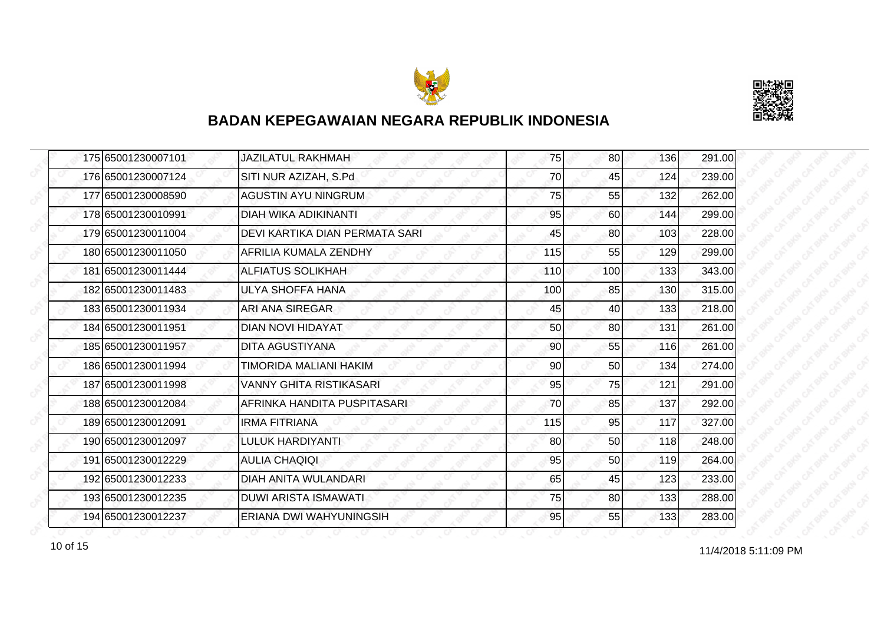## BADAN KEPEGAWAIAN NEGARA REPUBLIK INDONESIA

| No | No Peserta | Nama | | | | |
|---|---|---|---|---|---|---|
| 175 | 65001230007101 | JAZILATUL RAKHMAH | 75 | 80 | 136 | 291.00 |
| 176 | 65001230007124 | SITI NUR AZIZAH, S.Pd | 70 | 45 | 124 | 239.00 |
| 177 | 65001230008590 | AGUSTIN AYU NINGRUM | 75 | 55 | 132 | 262.00 |
| 178 | 65001230010991 | DIAH WIKA ADIKINANTI | 95 | 60 | 144 | 299.00 |
| 179 | 65001230011004 | DEVI KARTIKA DIAN PERMATA SARI | 45 | 80 | 103 | 228.00 |
| 180 | 65001230011050 | AFRILIA KUMALA ZENDHY | 115 | 55 | 129 | 299.00 |
| 181 | 65001230011444 | ALFIATUS SOLIKHAH | 110 | 100 | 133 | 343.00 |
| 182 | 65001230011483 | ULYA SHOFFA HANA | 100 | 85 | 130 | 315.00 |
| 183 | 65001230011934 | ARI ANA SIREGAR | 45 | 40 | 133 | 218.00 |
| 184 | 65001230011951 | DIAN NOVI HIDAYAT | 50 | 80 | 131 | 261.00 |
| 185 | 65001230011957 | DITA AGUSTIYANA | 90 | 55 | 116 | 261.00 |
| 186 | 65001230011994 | TIMORIDA MALIANI HAKIM | 90 | 50 | 134 | 274.00 |
| 187 | 65001230011998 | VANNY GHITA RISTIKASARI | 95 | 75 | 121 | 291.00 |
| 188 | 65001230012084 | AFRINKA HANDITA PUSPITASARI | 70 | 85 | 137 | 292.00 |
| 189 | 65001230012091 | IRMA FITRIANA | 115 | 95 | 117 | 327.00 |
| 190 | 65001230012097 | LULUK HARDIYANTI | 80 | 50 | 118 | 248.00 |
| 191 | 65001230012229 | AULIA CHAQIQI | 95 | 50 | 119 | 264.00 |
| 192 | 65001230012233 | DIAH ANITA WULANDARI | 65 | 45 | 123 | 233.00 |
| 193 | 65001230012235 | DUWI ARISTA ISMAWATI | 75 | 80 | 133 | 288.00 |
| 194 | 65001230012237 | ERIANA DWI WAHYUNINGSIH | 95 | 55 | 133 | 283.00 |

11/4/2018 5:11:09 PM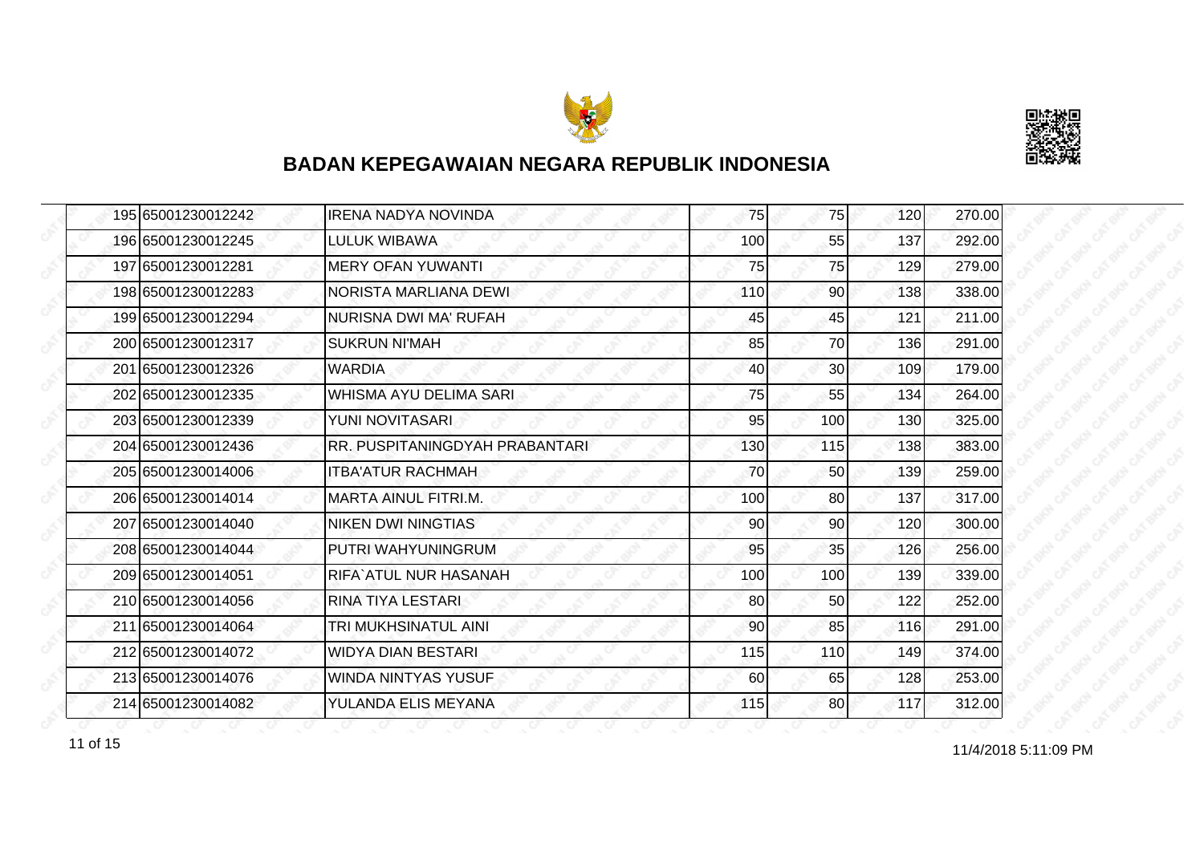# BADAN KEPEGAWAIAN NEGARA REPUBLIK INDONESIA

| | | | | | | |
|---|---|---|---|---|---|---|
| 195 | 65001230012242 | IRENA NADYA NOVINDA | 75 | 75 | 120 | 270.00 |
| 196 | 65001230012245 | LULUK WIBAWA | 100 | 55 | 137 | 292.00 |
| 197 | 65001230012281 | MERY OFAN YUWANTI | 75 | 75 | 129 | 279.00 |
| 198 | 65001230012283 | NORISTA MARLIANA DEWI | 110 | 90 | 138 | 338.00 |
| 199 | 65001230012294 | NURISNA DWI MA' RUFAH | 45 | 45 | 121 | 211.00 |
| 200 | 65001230012317 | SUKRUN NI'MAH | 85 | 70 | 136 | 291.00 |
| 201 | 65001230012326 | WARDIA | 40 | 30 | 109 | 179.00 |
| 202 | 65001230012335 | WHISMA AYU DELIMA SARI | 75 | 55 | 134 | 264.00 |
| 203 | 65001230012339 | YUNI NOVITASARI | 95 | 100 | 130 | 325.00 |
| 204 | 65001230012436 | RR. PUSPITANINGDYAH PRABANTARI | 130 | 115 | 138 | 383.00 |
| 205 | 65001230014006 | ITBA'ATUR RACHMAH | 70 | 50 | 139 | 259.00 |
| 206 | 65001230014014 | MARTA AINUL FITRI.M. | 100 | 80 | 137 | 317.00 |
| 207 | 65001230014040 | NIKEN DWI NINGTIAS | 90 | 90 | 120 | 300.00 |
| 208 | 65001230014044 | PUTRI WAHYUNINGRUM | 95 | 35 | 126 | 256.00 |
| 209 | 65001230014051 | RIFA`ATUL NUR HASANAH | 100 | 100 | 139 | 339.00 |
| 210 | 65001230014056 | RINA TIYA LESTARI | 80 | 50 | 122 | 252.00 |
| 211 | 65001230014064 | TRI MUKHSINATUL AINI | 90 | 85 | 116 | 291.00 |
| 212 | 65001230014072 | WIDYA DIAN BESTARI | 115 | 110 | 149 | 374.00 |
| 213 | 65001230014076 | WINDA NINTYAS YUSUF | 60 | 65 | 128 | 253.00 |
| 214 | 65001230014082 | YULANDA ELIS MEYANA | 115 | 80 | 117 | 312.00 |

11/4/2018 5:11:09 PM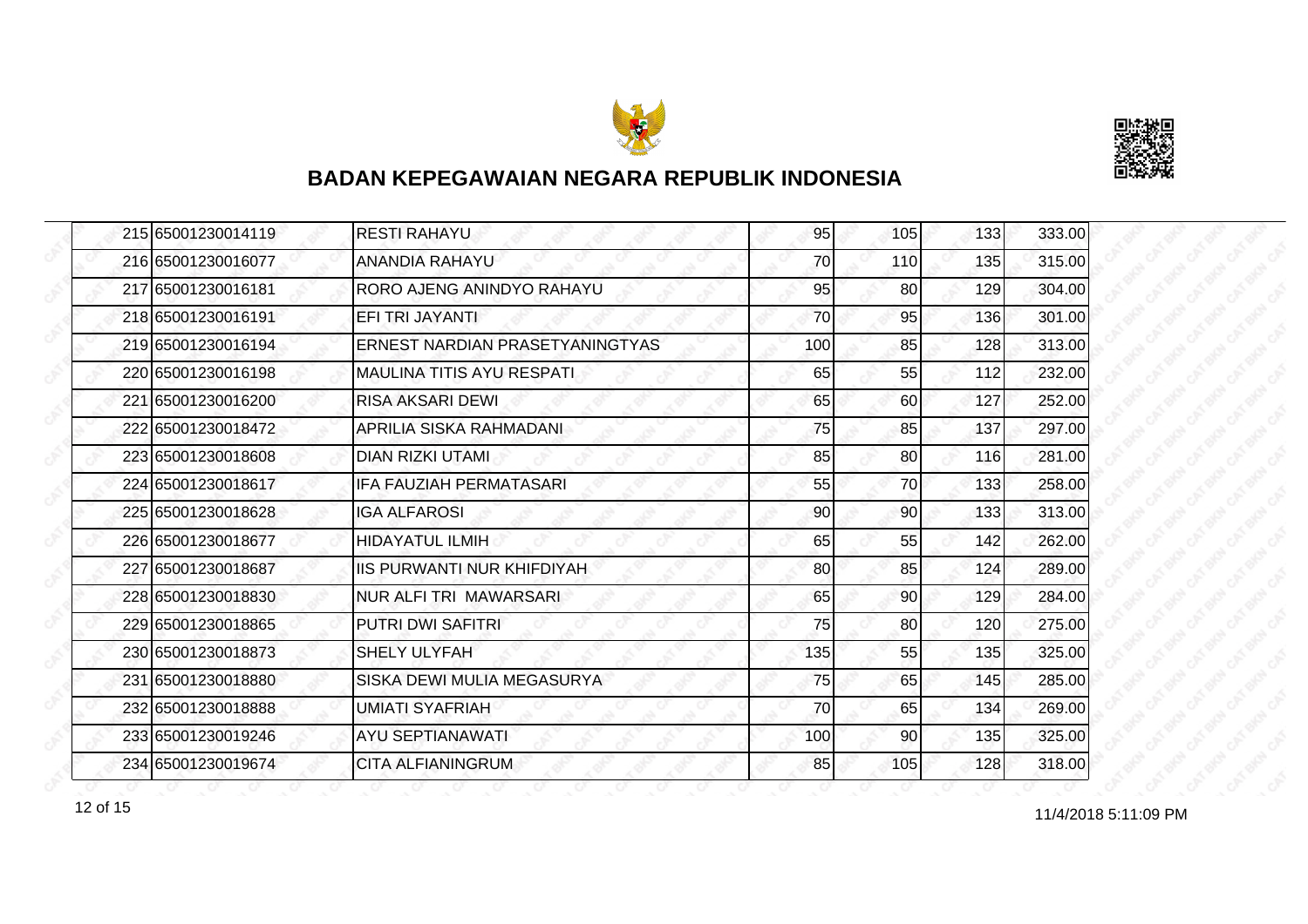# BADAN KEPEGAWAIAN NEGARA REPUBLIK INDONESIA

| | | | | | | |
|---|---|---|---|---|---|---|
| 215 | 65001230014119 | RESTI RAHAYU | 95 | 105 | 133 | 333.00 |
| 216 | 65001230016077 | ANANDIA RAHAYU | 70 | 110 | 135 | 315.00 |
| 217 | 65001230016181 | RORO AJENG ANINDYO RAHAYU | 95 | 80 | 129 | 304.00 |
| 218 | 65001230016191 | EFI TRI JAYANTI | 70 | 95 | 136 | 301.00 |
| 219 | 65001230016194 | ERNEST NARDIAN PRASETYANINGTYAS | 100 | 85 | 128 | 313.00 |
| 220 | 65001230016198 | MAULINA TITIS AYU RESPATI | 65 | 55 | 112 | 232.00 |
| 221 | 65001230016200 | RISA AKSARI DEWI | 65 | 60 | 127 | 252.00 |
| 222 | 65001230018472 | APRILIA SISKA RAHMADANI | 75 | 85 | 137 | 297.00 |
| 223 | 65001230018608 | DIAN RIZKI UTAMI | 85 | 80 | 116 | 281.00 |
| 224 | 65001230018617 | IFA FAUZIAH PERMATASARI | 55 | 70 | 133 | 258.00 |
| 225 | 65001230018628 | IGA ALFAROSI | 90 | 90 | 133 | 313.00 |
| 226 | 65001230018677 | HIDAYATUL ILMIH | 65 | 55 | 142 | 262.00 |
| 227 | 65001230018687 | IIS PURWANTI NUR KHIFDIYAH | 80 | 85 | 124 | 289.00 |
| 228 | 65001230018830 | NUR ALFI TRI MAWARSARI | 65 | 90 | 129 | 284.00 |
| 229 | 65001230018865 | PUTRI DWI SAFITRI | 75 | 80 | 120 | 275.00 |
| 230 | 65001230018873 | SHELY ULYFAH | 135 | 55 | 135 | 325.00 |
| 231 | 65001230018880 | SISKA DEWI MULIA MEGASURYA | 75 | 65 | 145 | 285.00 |
| 232 | 65001230018888 | UMIATI SYAFRIAH | 70 | 65 | 134 | 269.00 |
| 233 | 65001230019246 | AYU SEPTIANAWATI | 100 | 90 | 135 | 325.00 |
| 234 | 65001230019674 | CITA ALFIANINGRUM | 85 | 105 | 128 | 318.00 |

11/4/2018 5:11:09 PM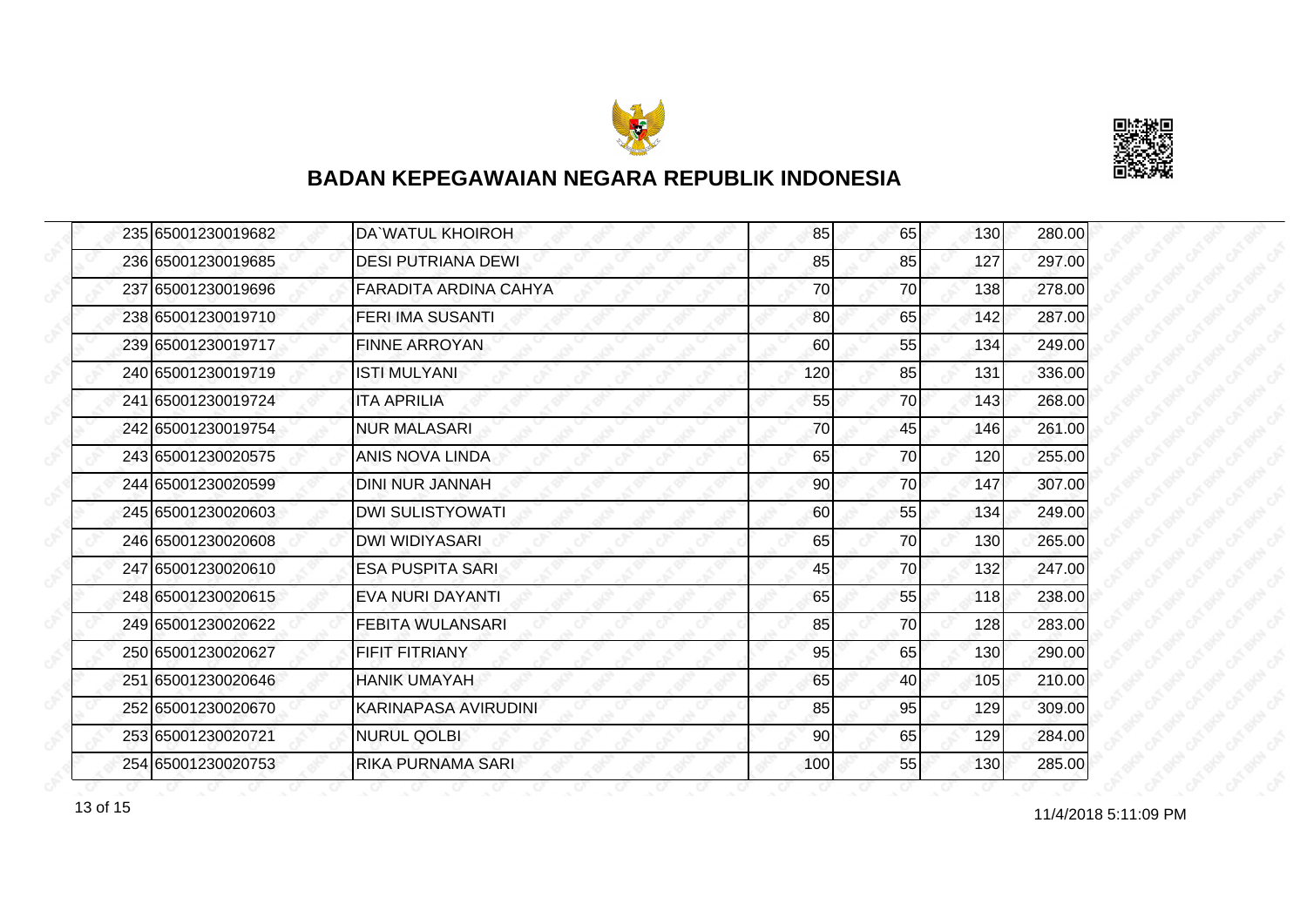# BADAN KEPEGAWAIAN NEGARA REPUBLIK INDONESIA

| | | | | | | |
|---|---|---|---|---|---|---|
| 235 | 65001230019682 | DA`WATUL KHOIROH | 85 | 65 | 130 | 280.00 |
| 236 | 65001230019685 | DESI PUTRIANA DEWI | 85 | 85 | 127 | 297.00 |
| 237 | 65001230019696 | FARADITA ARDINA CAHYA | 70 | 70 | 138 | 278.00 |
| 238 | 65001230019710 | FERI IMA SUSANTI | 80 | 65 | 142 | 287.00 |
| 239 | 65001230019717 | FINNE ARROYAN | 60 | 55 | 134 | 249.00 |
| 240 | 65001230019719 | ISTI MULYANI | 120 | 85 | 131 | 336.00 |
| 241 | 65001230019724 | ITA APRILIA | 55 | 70 | 143 | 268.00 |
| 242 | 65001230019754 | NUR MALASARI | 70 | 45 | 146 | 261.00 |
| 243 | 65001230020575 | ANIS NOVA LINDA | 65 | 70 | 120 | 255.00 |
| 244 | 65001230020599 | DINI NUR JANNAH | 90 | 70 | 147 | 307.00 |
| 245 | 65001230020603 | DWI SULISTYOWATI | 60 | 55 | 134 | 249.00 |
| 246 | 65001230020608 | DWI WIDIYASARI | 65 | 70 | 130 | 265.00 |
| 247 | 65001230020610 | ESA PUSPITA SARI | 45 | 70 | 132 | 247.00 |
| 248 | 65001230020615 | EVA NURI DAYANTI | 65 | 55 | 118 | 238.00 |
| 249 | 65001230020622 | FEBITA WULANSARI | 85 | 70 | 128 | 283.00 |
| 250 | 65001230020627 | FIFIT FITRIANY | 95 | 65 | 130 | 290.00 |
| 251 | 65001230020646 | HANIK UMAYAH | 65 | 40 | 105 | 210.00 |
| 252 | 65001230020670 | KARINAPASA AVIRUDINI | 85 | 95 | 129 | 309.00 |
| 253 | 65001230020721 | NURUL QOLBI | 90 | 65 | 129 | 284.00 |
| 254 | 65001230020753 | RIKA PURNAMA SARI | 100 | 55 | 130 | 285.00 |

11/4/2018 5:11:09 PM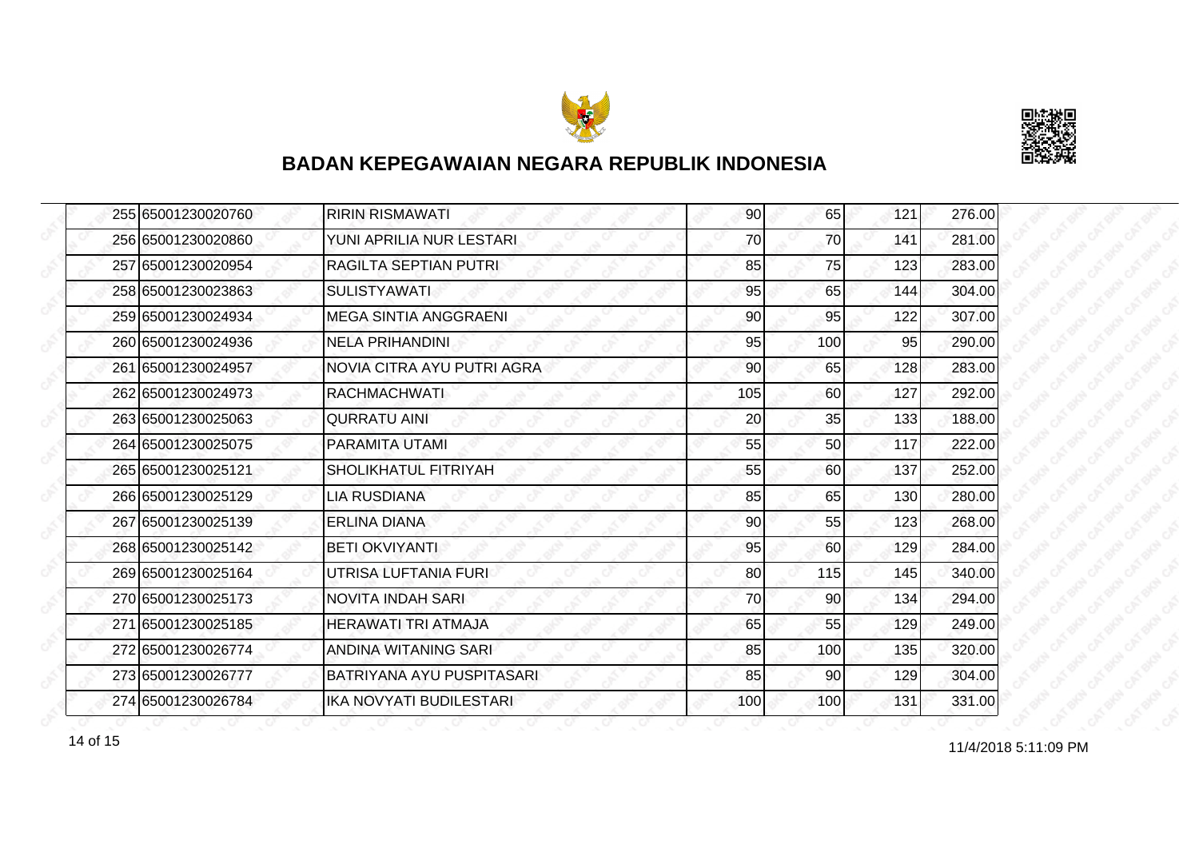## BADAN KEPEGAWAIAN NEGARA REPUBLIK INDONESIA

| | | | | | | |
|---|---|---|---|---|---|---|
| 255 | 65001230020760 | RIRIN RISMAWATI | 90 | 65 | 121 | 276.00 |
| 256 | 65001230020860 | YUNI APRILIA NUR LESTARI | 70 | 70 | 141 | 281.00 |
| 257 | 65001230020954 | RAGILTA SEPTIAN PUTRI | 85 | 75 | 123 | 283.00 |
| 258 | 65001230023863 | SULISTYAWATI | 95 | 65 | 144 | 304.00 |
| 259 | 65001230024934 | MEGA SINTIA ANGGRAENI | 90 | 95 | 122 | 307.00 |
| 260 | 65001230024936 | NELA PRIHANDINI | 95 | 100 | 95 | 290.00 |
| 261 | 65001230024957 | NOVIA CITRA AYU PUTRI AGRA | 90 | 65 | 128 | 283.00 |
| 262 | 65001230024973 | RACHMACHWATI | 105 | 60 | 127 | 292.00 |
| 263 | 65001230025063 | QURRATU AINI | 20 | 35 | 133 | 188.00 |
| 264 | 65001230025075 | PARAMITA UTAMI | 55 | 50 | 117 | 222.00 |
| 265 | 65001230025121 | SHOLIKHATUL FITRIYAH | 55 | 60 | 137 | 252.00 |
| 266 | 65001230025129 | LIA RUSDIANA | 85 | 65 | 130 | 280.00 |
| 267 | 65001230025139 | ERLINA DIANA | 90 | 55 | 123 | 268.00 |
| 268 | 65001230025142 | BETI OKVIYANTI | 95 | 60 | 129 | 284.00 |
| 269 | 65001230025164 | UTRISA LUFTANIA FURI | 80 | 115 | 145 | 340.00 |
| 270 | 65001230025173 | NOVITA INDAH SARI | 70 | 90 | 134 | 294.00 |
| 271 | 65001230025185 | HERAWATI TRI ATMAJA | 65 | 55 | 129 | 249.00 |
| 272 | 65001230026774 | ANDINA WITANING SARI | 85 | 100 | 135 | 320.00 |
| 273 | 65001230026777 | BATRIYANA AYU PUSPITASARI | 85 | 90 | 129 | 304.00 |
| 274 | 65001230026784 | IKA NOVYATI BUDILESTARI | 100 | 100 | 131 | 331.00 |

11/4/2018 5:11:09 PM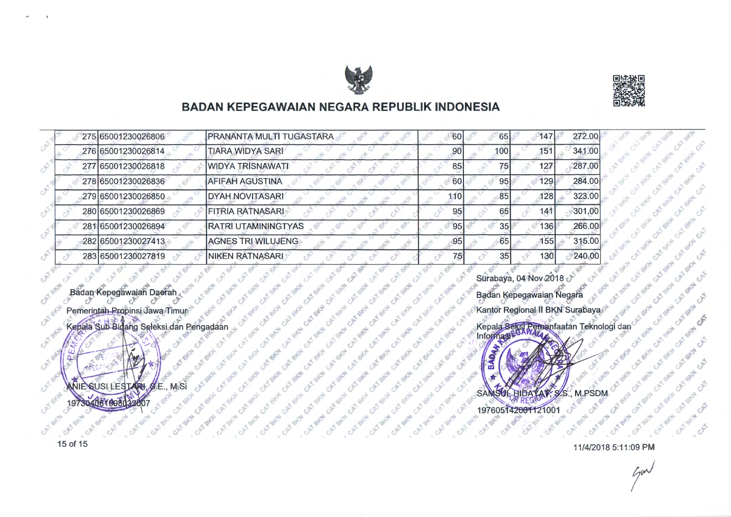# BADAN KEPEGAWAIAN NEGARA REPUBLIK INDONESIA

| | | | | | | |
|---|---|---|---|---|---|---|
| 275 | 65001230026806 | PRANANTA MULTI TUGASTARA | 60 | 65 | 147 | 272.00 |
| 276 | 65001230026814 | TIARA WIDYA SARI | 90 | 100 | 151 | 341.00 |
| 277 | 65001230026818 | WIDYA TRISNAWATI | 85 | 75 | 127 | 287.00 |
| 278 | 65001230026836 | AFIFAH AGUSTINA | 60 | 95 | 129 | 284.00 |
| 279 | 65001230026850 | DYAH NOVITASARI | 110 | 85 | 128 | 323.00 |
| 280 | 65001230026869 | FITRIA RATNASARI | 95 | 65 | 141 | 301.00 |
| 281 | 65001230026894 | RATRI UTAMININGTYAS | 95 | 35 | 136 | 266.00 |
| 282 | 65001230027413 | AGNES TRI WILUJENG | 95 | 65 | 155 | 315.00 |
| 283 | 65001230027819 | NIKEN RATNASARI | 75 | 35 | 130 | 240.00 |

Badan Kepegawaian Daerah
Pemerintah Propinsi Jawa Timur
Kepala Sub Bidang Seleksi dan Pengadaan

ANIE SUSI LESTARI, S.E., M.Si
197304061998032007

Surabaya, 04 Nov 2018
Badan Kepegawaian Negara
Kantor Regional II BKN Surabaya
Kepala Seksi Pemanfaatan Teknologi dan Informasi

SAMSUL HIDAYAT, S.S., M.PSDM
197605142001121001

11/4/2018 5:11:09 PM